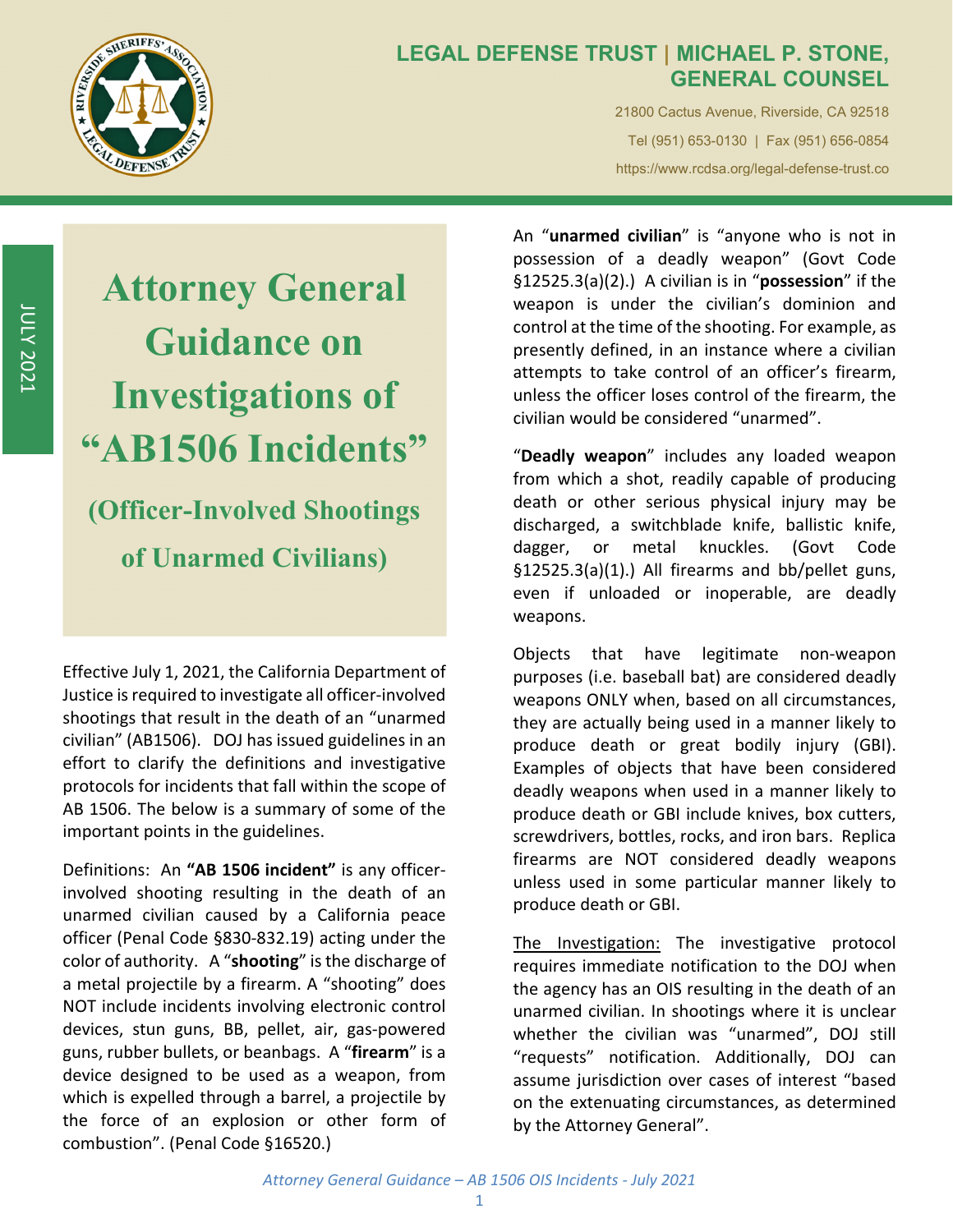# LEGAL DEFENSE TRUST | MICHAEL P. STONE, GENERAL COUNSEL

21800 Cactus Avenue, Riverside, CA 92518

Tel (951) 653-0130 | Fax (951) 656-0854

https://www.rcdsa.org/legal-defense-trust.co

JULY 2021

# Attorney General Guidance on Investigations of "AB1506 Incidents"

## (Officer-Involved Shootings of Unarmed Civilians)

Effective July 1, 2021, the California Department of Justice is required to investigate all officer-involved shootings that result in the death of an "unarmed civilian" (AB1506). DOJ has issued guidelines in an effort to clarify the definitions and investigative protocols for incidents that fall within the scope of AB 1506. The below is a summary of some of the important points in the guidelines.

Definitions: An **"AB 1506 incident"** is any officer-involved shooting resulting in the death of an unarmed civilian caused by a California peace officer (Penal Code §830-832.19) acting under the color of authority. A "**shooting**" is the discharge of a metal projectile by a firearm. A "shooting" does NOT include incidents involving electronic control devices, stun guns, BB, pellet, air, gas-powered guns, rubber bullets, or beanbags. A "**firearm**" is a device designed to be used as a weapon, from which is expelled through a barrel, a projectile by the force of an explosion or other form of combustion". (Penal Code §16520.)

An "**unarmed civilian**" is "anyone who is not in possession of a deadly weapon" (Govt Code §12525.3(a)(2).) A civilian is in "**possession**" if the weapon is under the civilian's dominion and control at the time of the shooting. For example, as presently defined, in an instance where a civilian attempts to take control of an officer's firearm, unless the officer loses control of the firearm, the civilian would be considered "unarmed".

"**Deadly weapon**" includes any loaded weapon from which a shot, readily capable of producing death or other serious physical injury may be discharged, a switchblade knife, ballistic knife, dagger, or metal knuckles. (Govt Code §12525.3(a)(1).) All firearms and bb/pellet guns, even if unloaded or inoperable, are deadly weapons.

Objects that have legitimate non-weapon purposes (i.e. baseball bat) are considered deadly weapons ONLY when, based on all circumstances, they are actually being used in a manner likely to produce death or great bodily injury (GBI). Examples of objects that have been considered deadly weapons when used in a manner likely to produce death or GBI include knives, box cutters, screwdrivers, bottles, rocks, and iron bars. Replica firearms are NOT considered deadly weapons unless used in some particular manner likely to produce death or GBI.

<u>The Investigation:</u> The investigative protocol requires immediate notification to the DOJ when the agency has an OIS resulting in the death of an unarmed civilian. In shootings where it is unclear whether the civilian was "unarmed", DOJ still "requests" notification. Additionally, DOJ can assume jurisdiction over cases of interest "based on the extenuating circumstances, as determined by the Attorney General".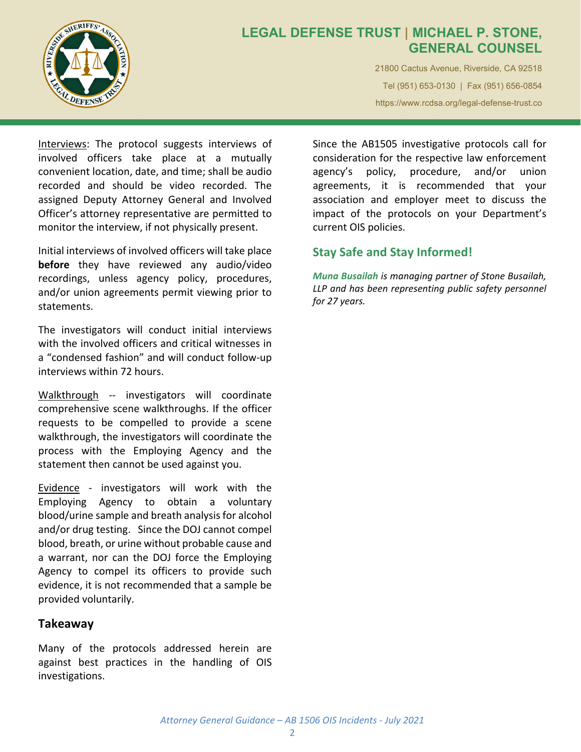Interviews: The protocol suggests interviews of involved officers take place at a mutually convenient location, date, and time; shall be audio recorded and should be video recorded. The assigned Deputy Attorney General and Involved Officer's attorney representative are permitted to monitor the interview, if not physically present.

Initial interviews of involved officers will take place **before** they have reviewed any audio/video recordings, unless agency policy, procedures, and/or union agreements permit viewing prior to statements.

The investigators will conduct initial interviews with the involved officers and critical witnesses in a "condensed fashion" and will conduct follow-up interviews within 72 hours.

Walkthrough -- investigators will coordinate comprehensive scene walkthroughs. If the officer requests to be compelled to provide a scene walkthrough, the investigators will coordinate the process with the Employing Agency and the statement then cannot be used against you.

Evidence - investigators will work with the Employing Agency to obtain a voluntary blood/urine sample and breath analysis for alcohol and/or drug testing. Since the DOJ cannot compel blood, breath, or urine without probable cause and a warrant, nor can the DOJ force the Employing Agency to compel its officers to provide such evidence, it is not recommended that a sample be provided voluntarily.

## Takeaway

Many of the protocols addressed herein are against best practices in the handling of OIS investigations.

Since the AB1505 investigative protocols call for consideration for the respective law enforcement agency's policy, procedure, and/or union agreements, it is recommended that your association and employer meet to discuss the impact of the protocols on your Department's current OIS policies.

## Stay Safe and Stay Informed!

***Muna Busailah** is managing partner of Stone Busailah, LLP and has been representing public safety personnel for 27 years.*